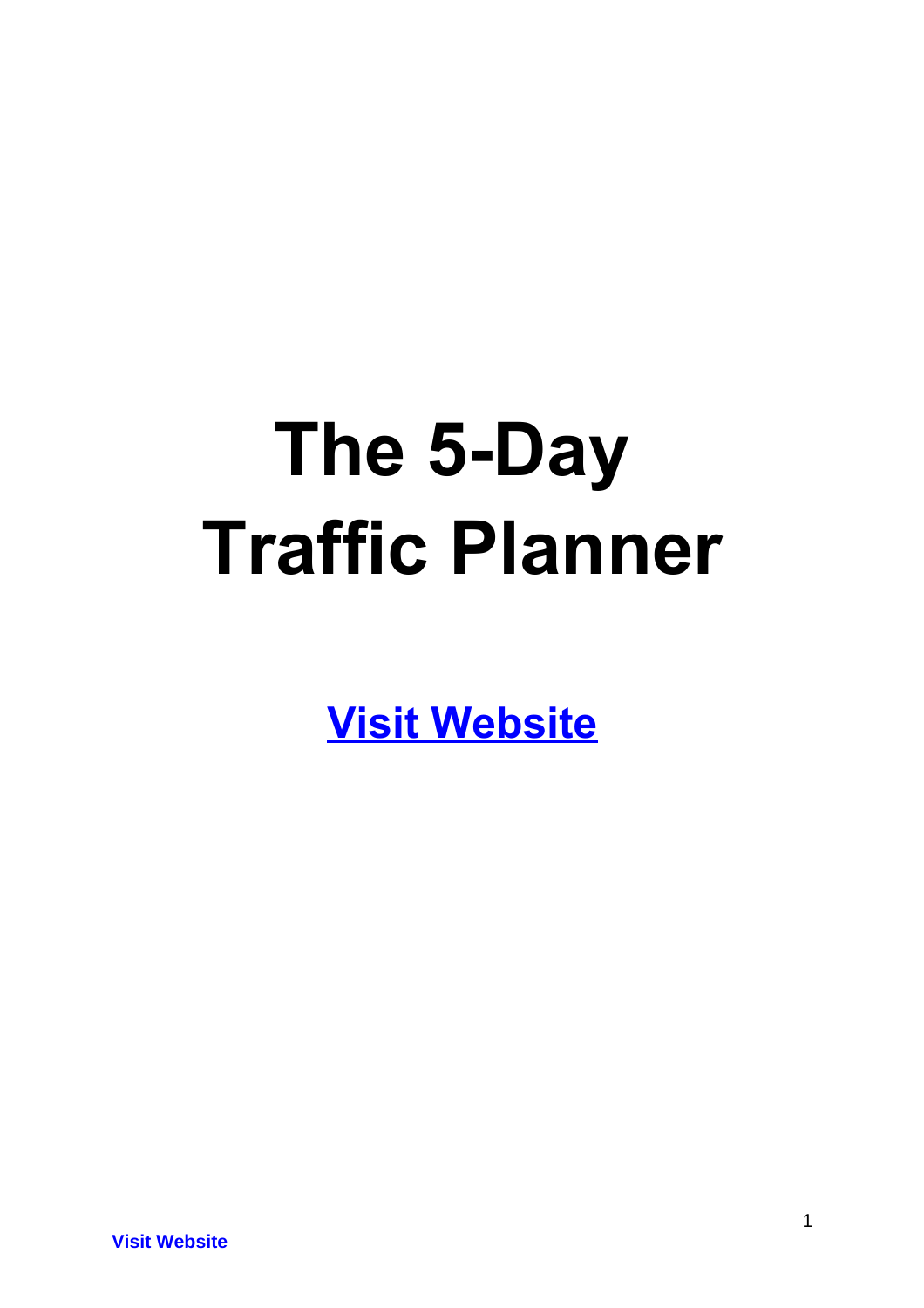# The 5-Day Traffic Planner

**Visit Website**

**Visit Website**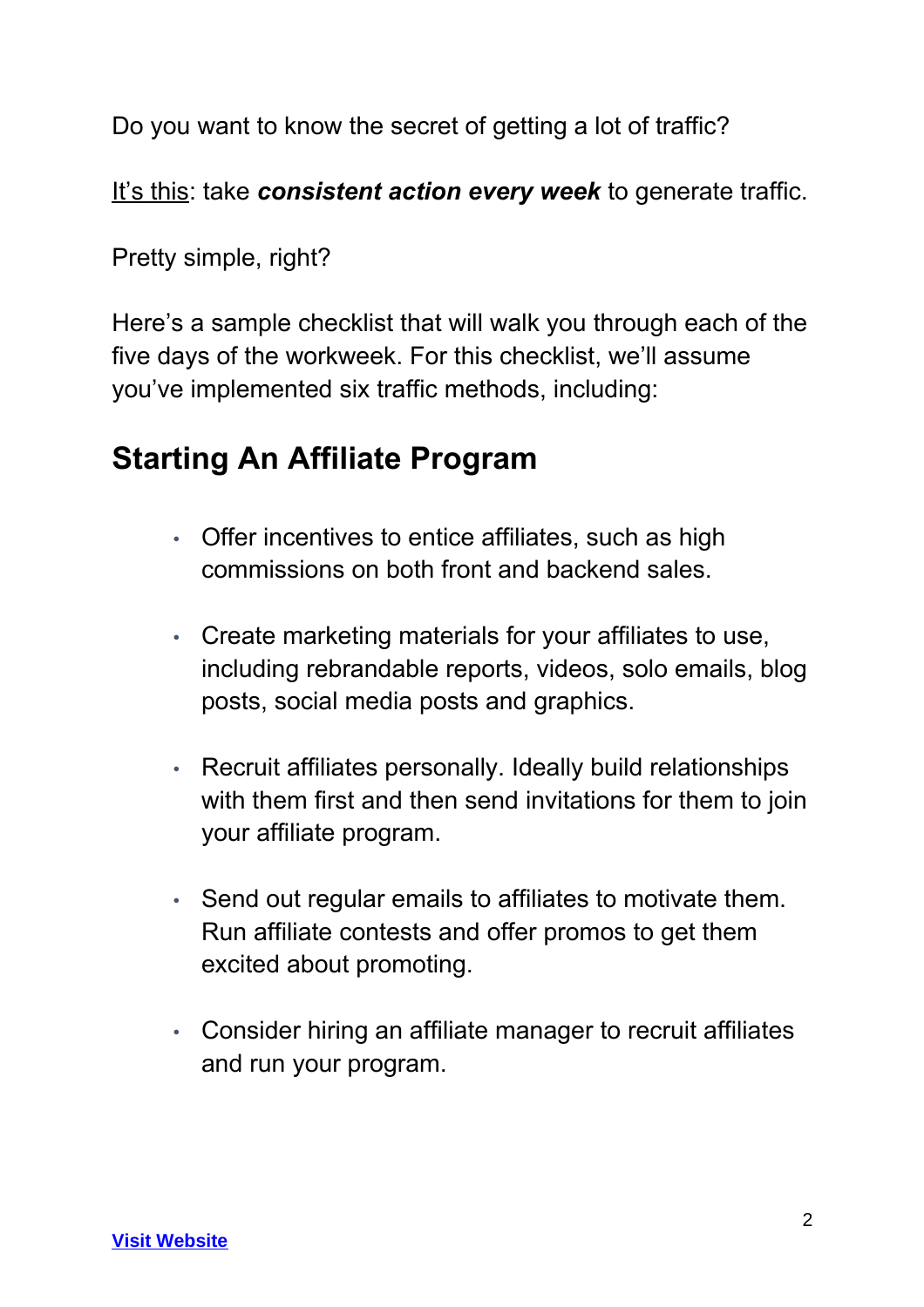Do you want to know the secret of getting a lot of traffic?

It's this: take ***consistent action every week*** to generate traffic.

Pretty simple, right?

Here's a sample checklist that will walk you through each of the five days of the workweek. For this checklist, we'll assume you've implemented six traffic methods, including:

## Starting An Affiliate Program

- Offer incentives to entice affiliates, such as high commissions on both front and backend sales.
- Create marketing materials for your affiliates to use, including rebrandable reports, videos, solo emails, blog posts, social media posts and graphics.
- Recruit affiliates personally. Ideally build relationships with them first and then send invitations for them to join your affiliate program.
- Send out regular emails to affiliates to motivate them. Run affiliate contests and offer promos to get them excited about promoting.
- Consider hiring an affiliate manager to recruit affiliates and run your program.

**Visit Website**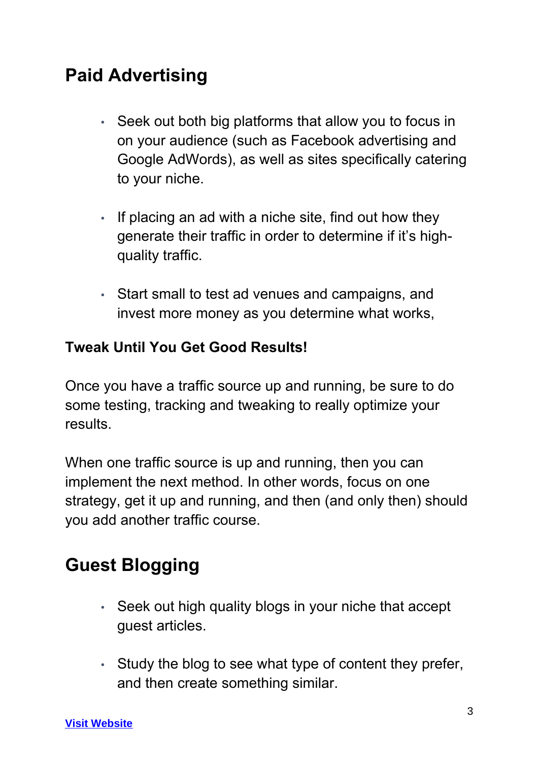## Paid Advertising

- Seek out both big platforms that allow you to focus in on your audience (such as Facebook advertising and Google AdWords), as well as sites specifically catering to your niche.
- If placing an ad with a niche site, find out how they generate their traffic in order to determine if it's high-quality traffic.
- Start small to test ad venues and campaigns, and invest more money as you determine what works,

**Tweak Until You Get Good Results!**

Once you have a traffic source up and running, be sure to do some testing, tracking and tweaking to really optimize your results.

When one traffic source is up and running, then you can implement the next method. In other words, focus on one strategy, get it up and running, and then (and only then) should you add another traffic course.

## Guest Blogging

- Seek out high quality blogs in your niche that accept guest articles.
- Study the blog to see what type of content they prefer, and then create something similar.

[Visit Website]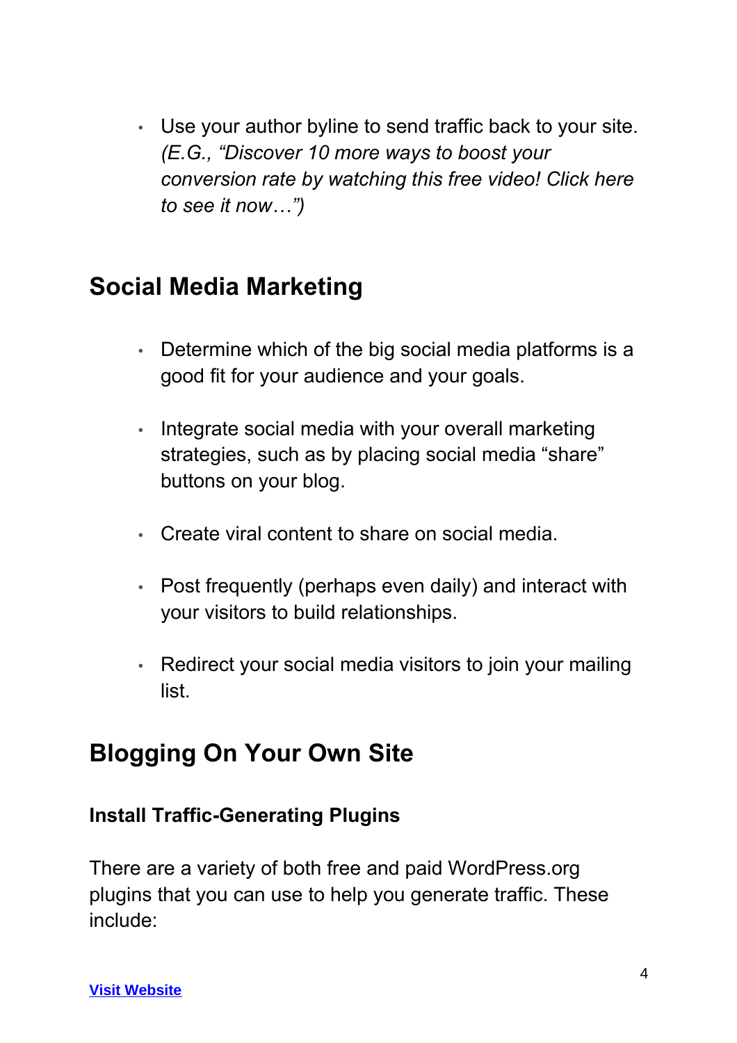- Use your author byline to send traffic back to your site. *(E.G., "Discover 10 more ways to boost your conversion rate by watching this free video! Click here to see it now…")*

## Social Media Marketing

- Determine which of the big social media platforms is a good fit for your audience and your goals.
- Integrate social media with your overall marketing strategies, such as by placing social media "share" buttons on your blog.
- Create viral content to share on social media.
- Post frequently (perhaps even daily) and interact with your visitors to build relationships.
- Redirect your social media visitors to join your mailing list.

## Blogging On Your Own Site

### Install Traffic-Generating Plugins

There are a variety of both free and paid WordPress.org plugins that you can use to help you generate traffic. These include:

[Visit Website]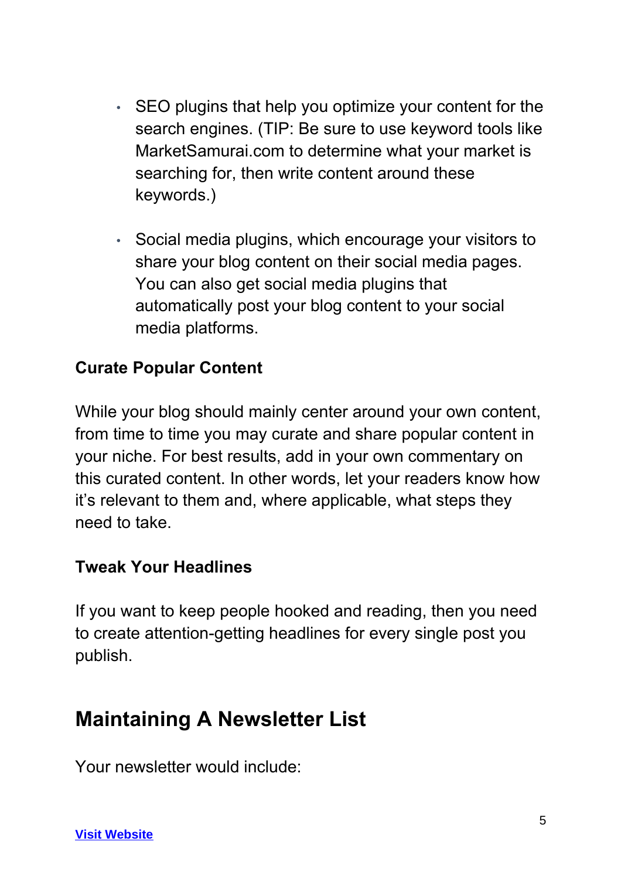- SEO plugins that help you optimize your content for the search engines. (TIP: Be sure to use keyword tools like MarketSamurai.com to determine what your market is searching for, then write content around these keywords.)

- Social media plugins, which encourage your visitors to share your blog content on their social media pages. You can also get social media plugins that automatically post your blog content to your social media platforms.

**Curate Popular Content**

While your blog should mainly center around your own content, from time to time you may curate and share popular content in your niche. For best results, add in your own commentary on this curated content. In other words, let your readers know how it's relevant to them and, where applicable, what steps they need to take.

**Tweak Your Headlines**

If you want to keep people hooked and reading, then you need to create attention-getting headlines for every single post you publish.

## Maintaining A Newsletter List

Your newsletter would include:

**Visit Website**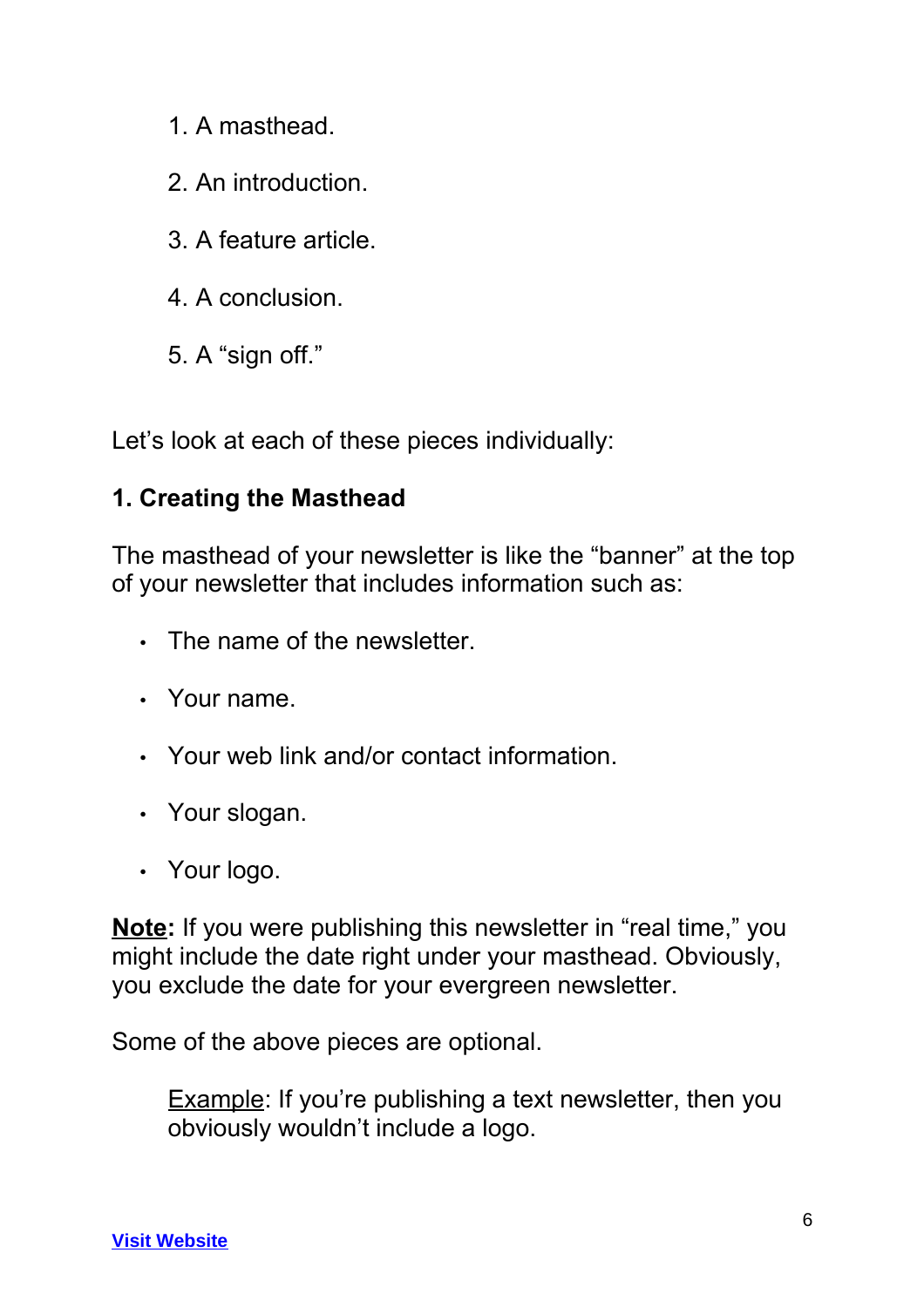1. A masthead.
2. An introduction.
3. A feature article.
4. A conclusion.
5. A "sign off."

Let's look at each of these pieces individually:

**1. Creating the Masthead**

The masthead of your newsletter is like the "banner" at the top of your newsletter that includes information such as:

- The name of the newsletter.
- Your name.
- Your web link and/or contact information.
- Your slogan.
- Your logo.

**Note:** If you were publishing this newsletter in "real time," you might include the date right under your masthead. Obviously, you exclude the date for your evergreen newsletter.

Some of the above pieces are optional.

> Example: If you're publishing a text newsletter, then you obviously wouldn't include a logo.

Visit Website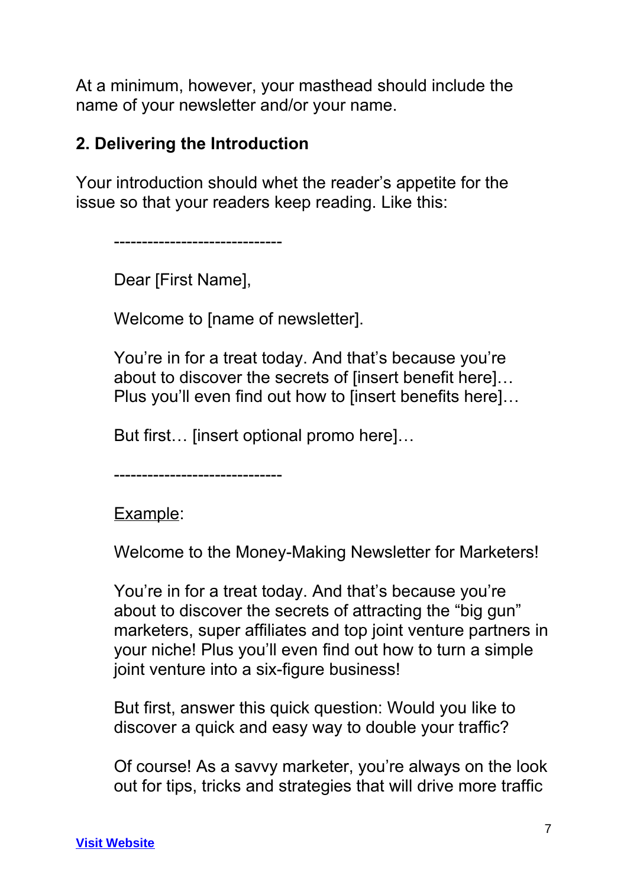At a minimum, however, your masthead should include the name of your newsletter and/or your name.

## 2. Delivering the Introduction

Your introduction should whet the reader's appetite for the issue so that your readers keep reading. Like this:

> ------------------------------
>
> Dear [First Name],
>
> Welcome to [name of newsletter].
>
> You're in for a treat today. And that's because you're about to discover the secrets of [insert benefit here]… Plus you'll even find out how to [insert benefits here]…
>
> But first… [insert optional promo here]…
>
> ------------------------------
>
> <u>Example</u>:
>
> Welcome to the Money-Making Newsletter for Marketers!
>
> You're in for a treat today. And that's because you're about to discover the secrets of attracting the "big gun" marketers, super affiliates and top joint venture partners in your niche! Plus you'll even find how to turn a simple joint venture into a six-figure business!
>
> But first, answer this quick question: Would you like to discover a quick and easy way to double your traffic?
>
> Of course! As a savvy marketer, you're always on the look out for tips, tricks and strategies that will drive more traffic

**Visit Website**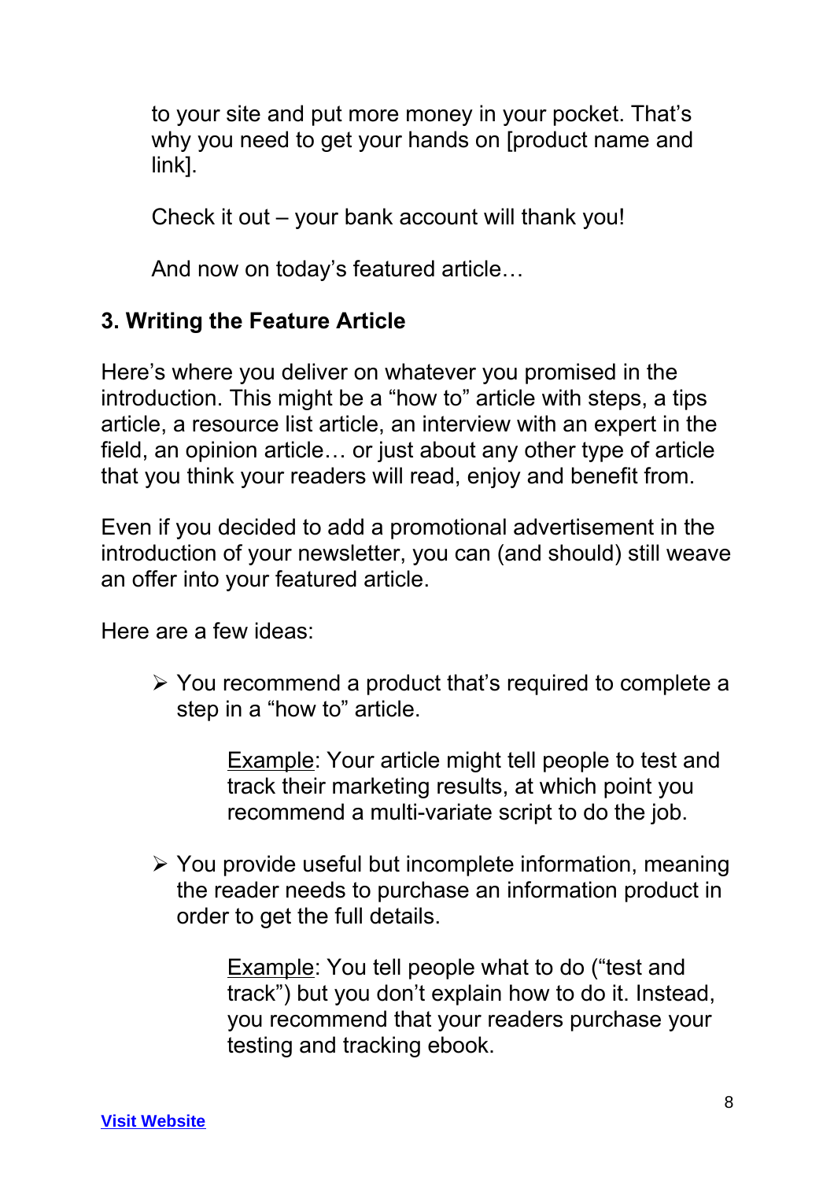to your site and put more money in your pocket. That's why you need to get your hands on [product name and link].

Check it out – your bank account will thank you!

And now on today's featured article…

### 3. Writing the Feature Article

Here's where you deliver on whatever you promised in the introduction. This might be a "how to" article with steps, a tips article, a resource list article, an interview with an expert in the field, an opinion article… or just about any other type of article that you think your readers will read, enjoy and benefit from.

Even if you decided to add a promotional advertisement in the introduction of your newsletter, you can (and should) still weave an offer into your featured article.

Here are a few ideas:

- You recommend a product that's required to complete a step in a "how to" article.

  > Example: Your article might tell people to test and track their marketing results, at which point you recommend a multi-variate script to do the job.

- You provide useful but incomplete information, meaning the reader needs to purchase an information product in order to get the full details.

  > Example: You tell people what to do ("test and track") but you don't explain how to do it. Instead, you recommend that your readers purchase your testing and tracking ebook.

[Visit Website]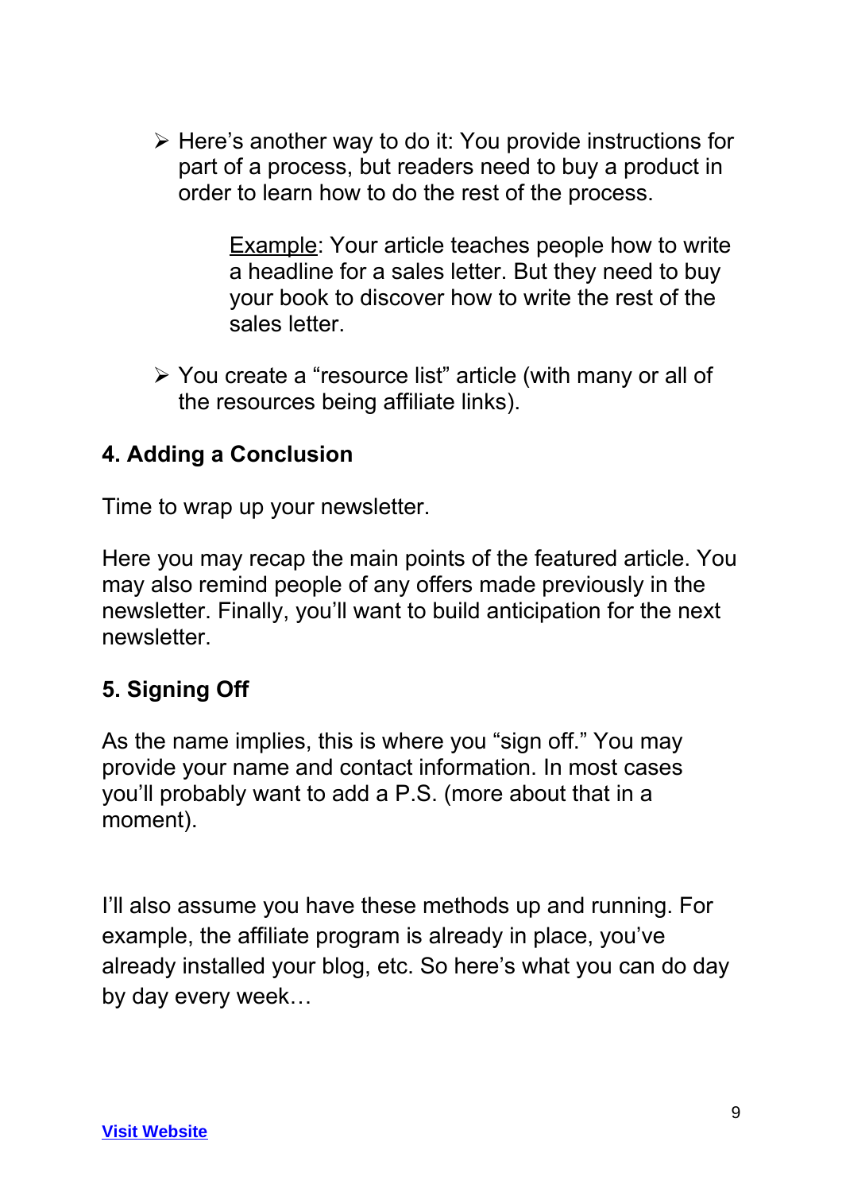- Here's another way to do it: You provide instructions for part of a process, but readers need to buy a product in order to learn how to do the rest of the process.

  Example: Your article teaches people how to write a headline for a sales letter. But they need to buy your book to discover how to write the rest of the sales letter.

- You create a "resource list" article (with many or all of the resources being affiliate links).

### 4. Adding a Conclusion

Time to wrap up your newsletter.

Here you may recap the main points of the featured article. You may also remind people of any offers made previously in the newsletter. Finally, you'll want to build anticipation for the next newsletter.

### 5. Signing Off

As the name implies, this is where you "sign off." You may provide your name and contact information. In most cases you'll probably want to add a P.S. (more about that in a moment).

I'll also assume you have these methods up and running. For example, the affiliate program is already in place, you've already installed your blog, etc. So here's what you can do day by day every week…

**Visit Website**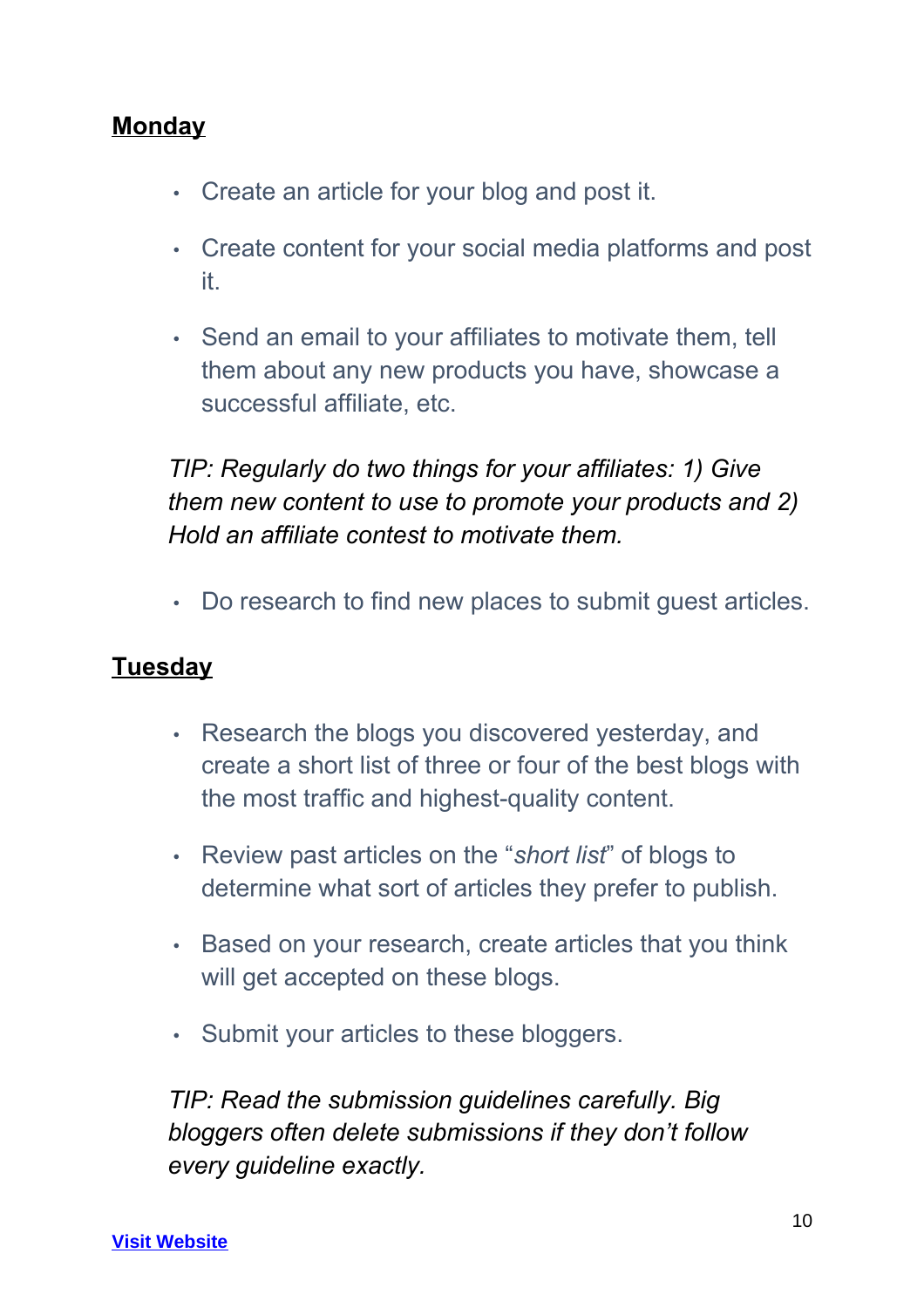**Monday**

- Create an article for your blog and post it.
- Create content for your social media platforms and post it.
- Send an email to your affiliates to motivate them, tell them about any new products you have, showcase a successful affiliate, etc.

*TIP: Regularly do two things for your affiliates: 1) Give them new content to use to promote your products and 2) Hold an affiliate contest to motivate them.*

- Do research to find new places to submit guest articles.

**Tuesday**

- Research the blogs you discovered yesterday, and create a short list of three or four of the best blogs with the most traffic and highest-quality content.
- Review past articles on the "*short list*" of blogs to determine what sort of articles they prefer to publish.
- Based on your research, create articles that you think will get accepted on these blogs.
- Submit your articles to these bloggers.

*TIP: Read the submission guidelines carefully. Big bloggers often delete submissions if they don't follow every guideline exactly.*

Visit Website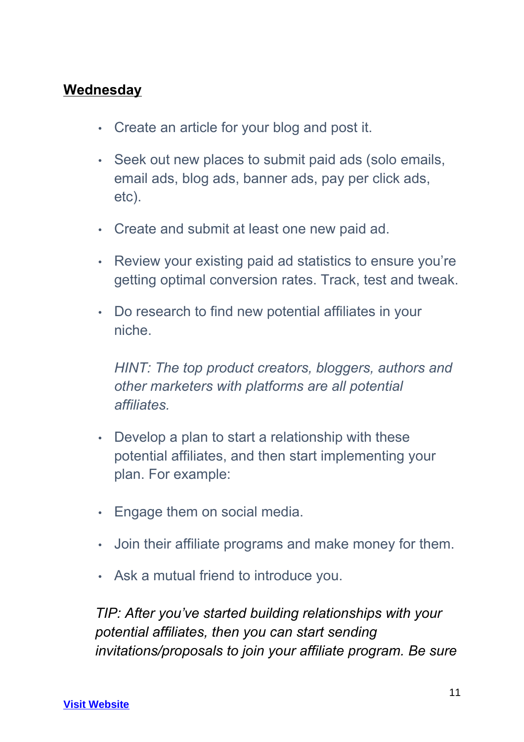**Wednesday**

- Create an article for your blog and post it.
- Seek out new places to submit paid ads (solo emails, email ads, blog ads, banner ads, pay per click ads, etc).
- Create and submit at least one new paid ad.
- Review your existing paid ad statistics to ensure you're getting optimal conversion rates. Track, test and tweak.
- Do research to find new potential affiliates in your niche.

  *HINT: The top product creators, bloggers, authors and other marketers with platforms are all potential affiliates.*

- Develop a plan to start a relationship with these potential affiliates, and then start implementing your plan. For example:
- Engage them on social media.
- Join their affiliate programs and make money for them.
- Ask a mutual friend to introduce you.

*TIP: After you've started building relationships with your potential affiliates, then you can start sending invitations/proposals to join your affiliate program. Be sure*

[Visit Website]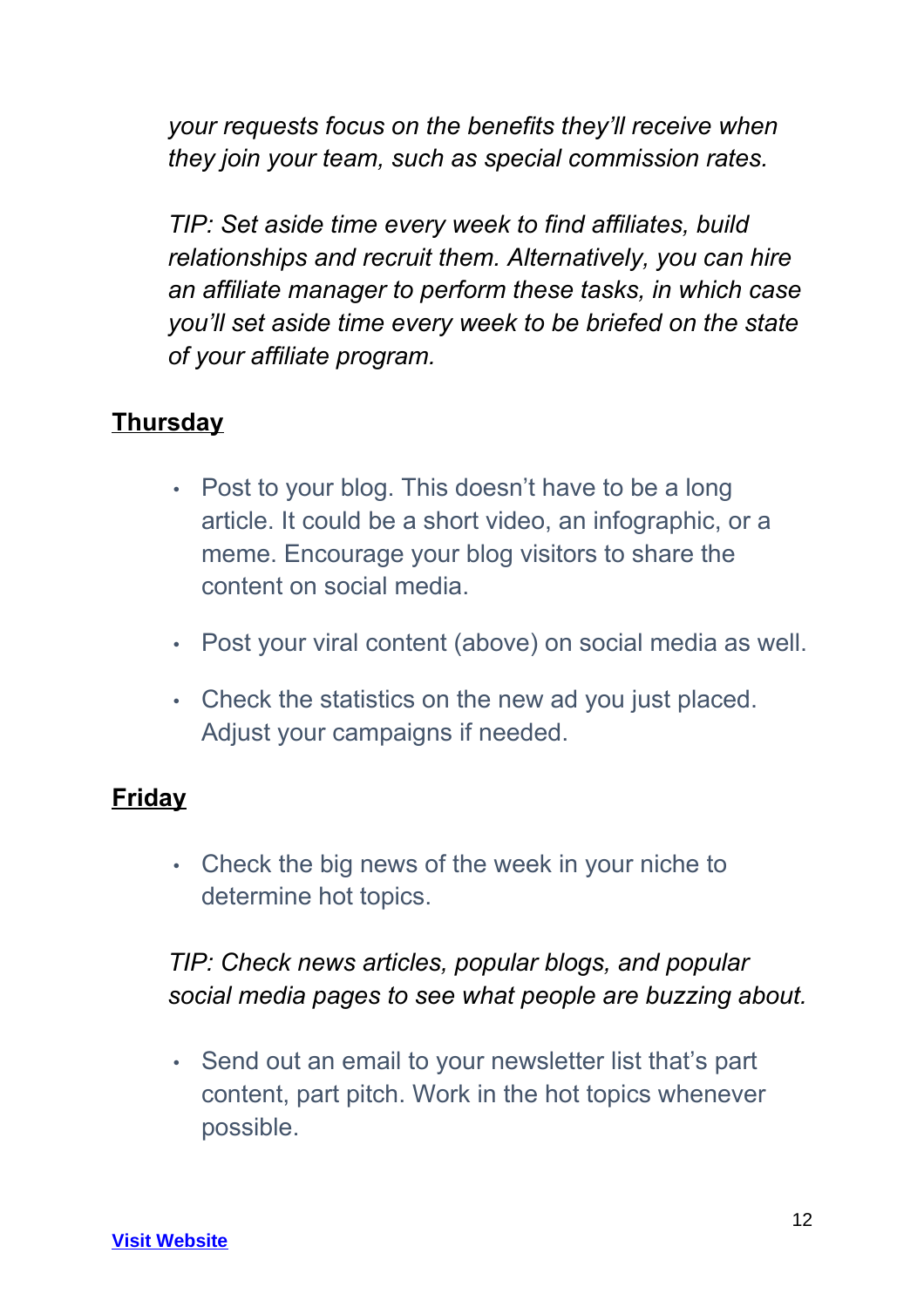*your requests focus on the benefits they'll receive when they join your team, such as special commission rates.*

*TIP: Set aside time every week to find affiliates, build relationships and recruit them. Alternatively, you can hire an affiliate manager to perform these tasks, in which case you'll set aside time every week to be briefed on the state of your affiliate program.*

## Thursday

- Post to your blog. This doesn't have to be a long article. It could be a short video, an infographic, or a meme. Encourage your blog visitors to share the content on social media.
- Post your viral content (above) on social media as well.
- Check the statistics on the new ad you just placed. Adjust your campaigns if needed.

## Friday

- Check the big news of the week in your niche to determine hot topics.

*TIP: Check news articles, popular blogs, and popular social media pages to see what people are buzzing about.*

- Send out an email to your newsletter list that's part content, part pitch. Work in the hot topics whenever possible.

[Visit Website]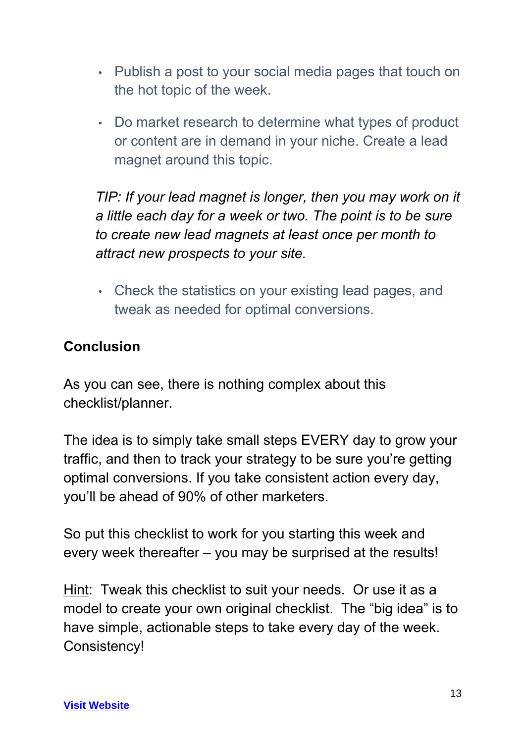- Publish a post to your social media pages that touch on the hot topic of the week.
- Do market research to determine what types of product or content are in demand in your niche. Create a lead magnet around this topic.

*TIP: If your lead magnet is longer, then you may work on it a little each day for a week or two. The point is to be sure to create new lead magnets at least once per month to attract new prospects to your site.*

- Check the statistics on your existing lead pages, and tweak as needed for optimal conversions.

## Conclusion

As you can see, there is nothing complex about this checklist/planner.

The idea is to simply take small steps EVERY day to grow your traffic, and then to track your strategy to be sure you're getting optimal conversions. If you take consistent action every day, you'll be ahead of 90% of other marketers.

So put this checklist to work for you starting this week and every week thereafter – you may be surprised at the results!

Hint: Tweak this checklist to suit your needs. Or use it as a model to create your own original checklist. The "big idea" is to have simple, actionable steps to take every day of the week. Consistency!

**Visit Website**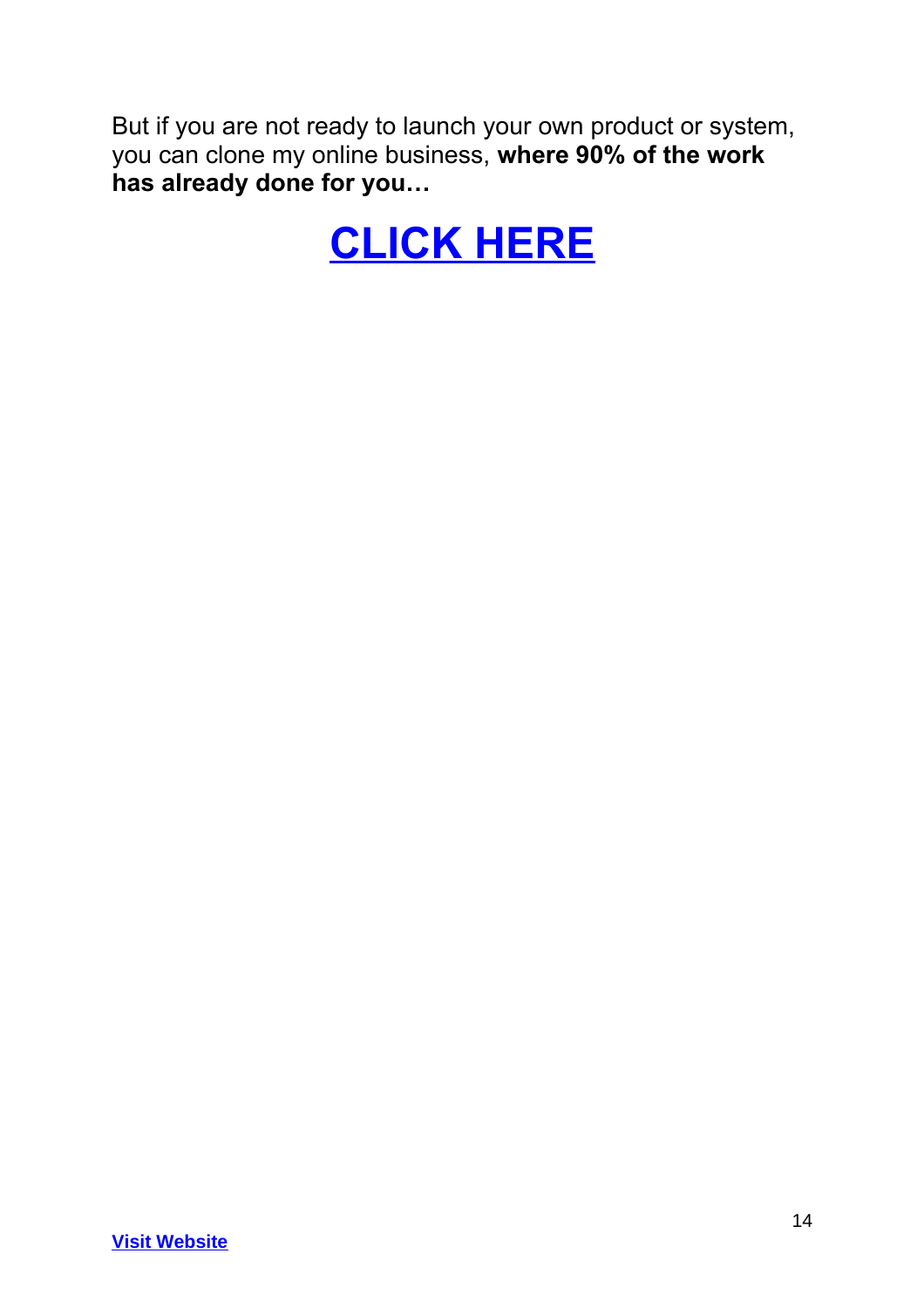But if you are not ready to launch your own product or system, you can clone my online business, **where 90% of the work has already done for you…**

# CLICK HERE

**Visit Website**